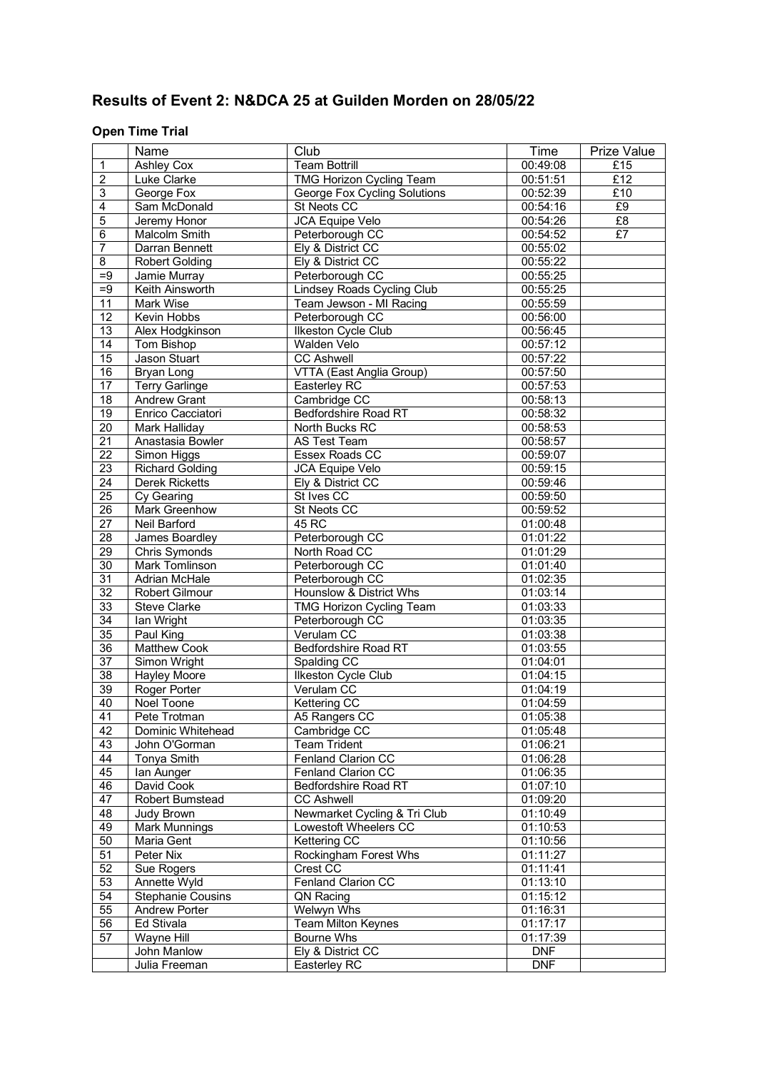# Results of Event 2: N&DCA 25 at Guilden Morden on 28/05/22

### Open Time Trial

| | Name | Club | Time | Prize Value |
|---|---|---|---|---|
| 1 | Ashley Cox | Team Bottrill | 00:49:08 | £15 |
| 2 | Luke Clarke | TMG Horizon Cycling Team | 00:51:51 | £12 |
| 3 | George Fox | George Fox Cycling Solutions | 00:52:39 | £10 |
| 4 | Sam McDonald | St Neots CC | 00:54:16 | £9 |
| 5 | Jeremy Honor | JCA Equipe Velo | 00:54:26 | £8 |
| 6 | Malcolm Smith | Peterborough CC | 00:54:52 | £7 |
| 7 | Darran Bennett | Ely & District CC | 00:55:02 | |
| 8 | Robert Golding | Ely & District CC | 00:55:22 | |
| =9 | Jamie Murray | Peterborough CC | 00:55:25 | |
| =9 | Keith Ainsworth | Lindsey Roads Cycling Club | 00:55:25 | |
| 11 | Mark Wise | Team Jewson - MI Racing | 00:55:59 | |
| 12 | Kevin Hobbs | Peterborough CC | 00:56:00 | |
| 13 | Alex Hodgkinson | Ilkeston Cycle Club | 00:56:45 | |
| 14 | Tom Bishop | Walden Velo | 00:57:12 | |
| 15 | Jason Stuart | CC Ashwell | 00:57:22 | |
| 16 | Bryan Long | VTTA (East Anglia Group) | 00:57:50 | |
| 17 | Terry Garlinge | Easterley RC | 00:57:53 | |
| 18 | Andrew Grant | Cambridge CC | 00:58:13 | |
| 19 | Enrico Cacciatori | Bedfordshire Road RT | 00:58:32 | |
| 20 | Mark Halliday | North Bucks RC | 00:58:53 | |
| 21 | Anastasia Bowler | AS Test Team | 00:58:57 | |
| 22 | Simon Higgs | Essex Roads CC | 00:59:07 | |
| 23 | Richard Golding | JCA Equipe Velo | 00:59:15 | |
| 24 | Derek Ricketts | Ely & District CC | 00:59:46 | |
| 25 | Cy Gearing | St Ives CC | 00:59:50 | |
| 26 | Mark Greenhow | St Neots CC | 00:59:52 | |
| 27 | Neil Barford | 45 RC | 01:00:48 | |
| 28 | James Boardley | Peterborough CC | 01:01:22 | |
| 29 | Chris Symonds | North Road CC | 01:01:29 | |
| 30 | Mark Tomlinson | Peterborough CC | 01:01:40 | |
| 31 | Adrian McHale | Peterborough CC | 01:02:35 | |
| 32 | Robert Gilmour | Hounslow & District Whs | 01:03:14 | |
| 33 | Steve Clarke | TMG Horizon Cycling Team | 01:03:33 | |
| 34 | Ian Wright | Peterborough CC | 01:03:35 | |
| 35 | Paul King | Verulam CC | 01:03:38 | |
| 36 | Matthew Cook | Bedfordshire Road RT | 01:03:55 | |
| 37 | Simon Wright | Spalding CC | 01:04:01 | |
| 38 | Hayley Moore | Ilkeston Cycle Club | 01:04:15 | |
| 39 | Roger Porter | Verulam CC | 01:04:19 | |
| 40 | Noel Toone | Kettering CC | 01:04:59 | |
| 41 | Pete Trotman | A5 Rangers CC | 01:05:38 | |
| 42 | Dominic Whitehead | Cambridge CC | 01:05:48 | |
| 43 | John O'Gorman | Team Trident | 01:06:21 | |
| 44 | Tonya Smith | Fenland Clarion CC | 01:06:28 | |
| 45 | Ian Aunger | Fenland Clarion CC | 01:06:35 | |
| 46 | David Cook | Bedfordshire Road RT | 01:07:10 | |
| 47 | Robert Bumstead | CC Ashwell | 01:09:20 | |
| 48 | Judy Brown | Newmarket Cycling & Tri Club | 01:10:49 | |
| 49 | Mark Munnings | Lowestoft Wheelers CC | 01:10:53 | |
| 50 | Maria Gent | Kettering CC | 01:10:56 | |
| 51 | Peter Nix | Rockingham Forest Whs | 01:11:27 | |
| 52 | Sue Rogers | Crest CC | 01:11:41 | |
| 53 | Annette Wyld | Fenland Clarion CC | 01:13:10 | |
| 54 | Stephanie Cousins | QN Racing | 01:15:12 | |
| 55 | Andrew Porter | Welwyn Whs | 01:16:31 | |
| 56 | Ed Stivala | Team Milton Keynes | 01:17:17 | |
| 57 | Wayne Hill | Bourne Whs | 01:17:39 | |
| | John Manlow | Ely & District CC | DNF | |
| | Julia Freeman | Easterley RC | DNF | |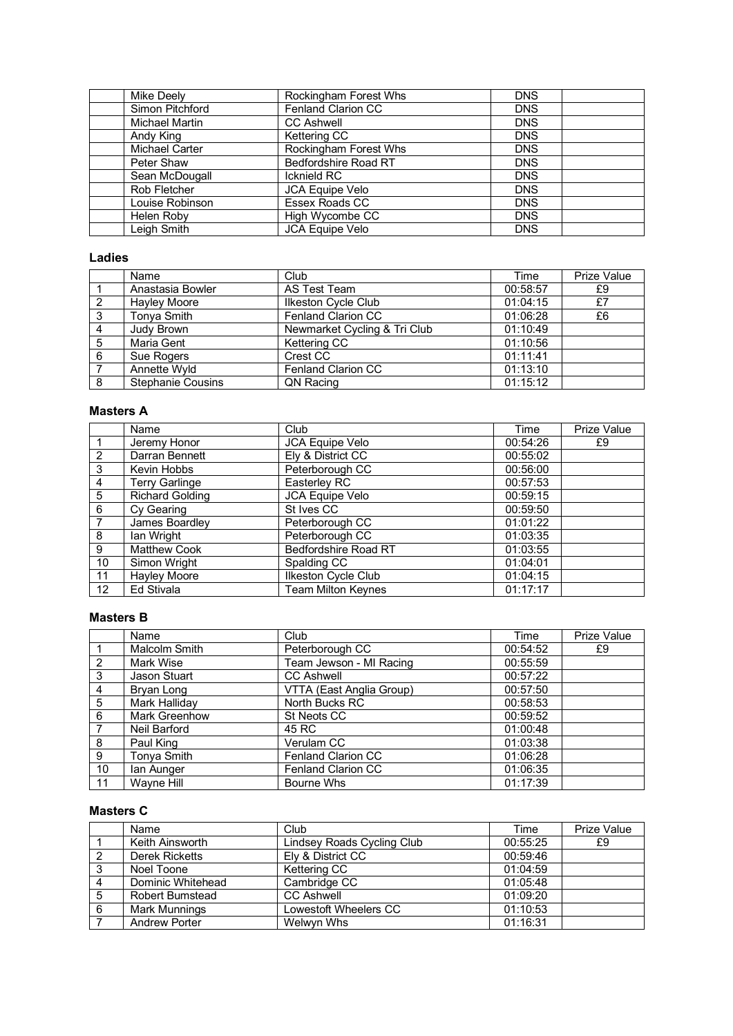|  | Mike Deely | Rockingham Forest Whs | DNS |  |
|---|---|---|---|---|
|  | Simon Pitchford | Fenland Clarion CC | DNS |  |
|  | Michael Martin | CC Ashwell | DNS |  |
|  | Andy King | Kettering CC | DNS |  |
|  | Michael Carter | Rockingham Forest Whs | DNS |  |
|  | Peter Shaw | Bedfordshire Road RT | DNS |  |
|  | Sean McDougall | Icknield RC | DNS |  |
|  | Rob Fletcher | JCA Equipe Velo | DNS |  |
|  | Louise Robinson | Essex Roads CC | DNS |  |
|  | Helen Roby | High Wycombe CC | DNS |  |
|  | Leigh Smith | JCA Equipe Velo | DNS |  |

### Ladies

|  | Name | Club | Time | Prize Value |
|---|---|---|---|---|
| 1 | Anastasia Bowler | AS Test Team | 00:58:57 | £9 |
| 2 | Hayley Moore | Ilkeston Cycle Club | 01:04:15 | £7 |
| 3 | Tonya Smith | Fenland Clarion CC | 01:06:28 | £6 |
| 4 | Judy Brown | Newmarket Cycling & Tri Club | 01:10:49 |  |
| 5 | Maria Gent | Kettering CC | 01:10:56 |  |
| 6 | Sue Rogers | Crest CC | 01:11:41 |  |
| 7 | Annette Wyld | Fenland Clarion CC | 01:13:10 |  |
| 8 | Stephanie Cousins | QN Racing | 01:15:12 |  |

### Masters A

|  | Name | Club | Time | Prize Value |
|---|---|---|---|---|
| 1 | Jeremy Honor | JCA Equipe Velo | 00:54:26 | £9 |
| 2 | Darran Bennett | Ely & District CC | 00:55:02 |  |
| 3 | Kevin Hobbs | Peterborough CC | 00:56:00 |  |
| 4 | Terry Garlinge | Easterley RC | 00:57:53 |  |
| 5 | Richard Golding | JCA Equipe Velo | 00:59:15 |  |
| 6 | Cy Gearing | St Ives CC | 00:59:50 |  |
| 7 | James Boardley | Peterborough CC | 01:01:22 |  |
| 8 | Ian Wright | Peterborough CC | 01:03:35 |  |
| 9 | Matthew Cook | Bedfordshire Road RT | 01:03:55 |  |
| 10 | Simon Wright | Spalding CC | 01:04:01 |  |
| 11 | Hayley Moore | Ilkeston Cycle Club | 01:04:15 |  |
| 12 | Ed Stivala | Team Milton Keynes | 01:17:17 |  |

### Masters B

|  | Name | Club | Time | Prize Value |
|---|---|---|---|---|
| 1 | Malcolm Smith | Peterborough CC | 00:54:52 | £9 |
| 2 | Mark Wise | Team Jewson - MI Racing | 00:55:59 |  |
| 3 | Jason Stuart | CC Ashwell | 00:57:22 |  |
| 4 | Bryan Long | VTTA (East Anglia Group) | 00:57:50 |  |
| 5 | Mark Halliday | North Bucks RC | 00:58:53 |  |
| 6 | Mark Greenhow | St Neots CC | 00:59:52 |  |
| 7 | Neil Barford | 45 RC | 01:00:48 |  |
| 8 | Paul King | Verulam CC | 01:03:38 |  |
| 9 | Tonya Smith | Fenland Clarion CC | 01:06:28 |  |
| 10 | Ian Aunger | Fenland Clarion CC | 01:06:35 |  |
| 11 | Wayne Hill | Bourne Whs | 01:17:39 |  |

### Masters C

|  | Name | Club | Time | Prize Value |
|---|---|---|---|---|
| 1 | Keith Ainsworth | Lindsey Roads Cycling Club | 00:55:25 | £9 |
| 2 | Derek Ricketts | Ely & District CC | 00:59:46 |  |
| 3 | Noel Toone | Kettering CC | 01:04:59 |  |
| 4 | Dominic Whitehead | Cambridge CC | 01:05:48 |  |
| 5 | Robert Bumstead | CC Ashwell | 01:09:20 |  |
| 6 | Mark Munnings | Lowestoft Wheelers CC | 01:10:53 |  |
| 7 | Andrew Porter | Welwyn Whs | 01:16:31 |  |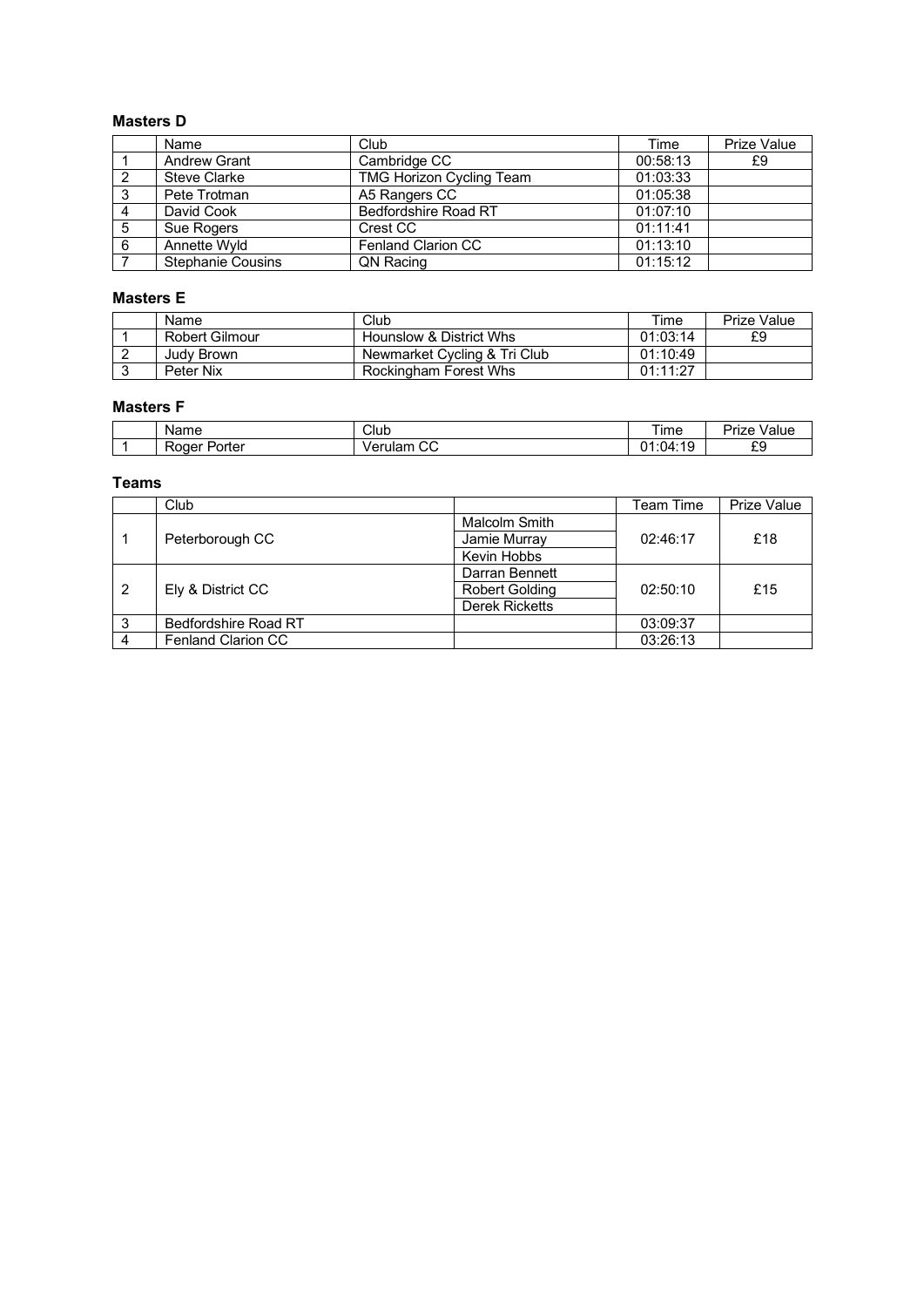### Masters D

| | Name | Club | Time | Prize Value |
|---|---|---|---|---|
| 1 | Andrew Grant | Cambridge CC | 00:58:13 | £9 |
| 2 | Steve Clarke | TMG Horizon Cycling Team | 01:03:33 | |
| 3 | Pete Trotman | A5 Rangers CC | 01:05:38 | |
| 4 | David Cook | Bedfordshire Road RT | 01:07:10 | |
| 5 | Sue Rogers | Crest CC | 01:11:41 | |
| 6 | Annette Wyld | Fenland Clarion CC | 01:13:10 | |
| 7 | Stephanie Cousins | QN Racing | 01:15:12 | |

### Masters E

| | Name | Club | Time | Prize Value |
|---|---|---|---|---|
| 1 | Robert Gilmour | Hounslow & District Whs | 01:03:14 | £9 |
| 2 | Judy Brown | Newmarket Cycling & Tri Club | 01:10:49 | |
| 3 | Peter Nix | Rockingham Forest Whs | 01:11:27 | |

### Masters F

| | Name | Club | Time | Prize Value |
|---|---|---|---|---|
| 1 | Roger Porter | Verulam CC | 01:04:19 | £9 |

### Teams

| | Club | | Team Time | Prize Value |
|---|---|---|---|---|
| 1 | Peterborough CC | Malcolm Smith<br>Jamie Murray<br>Kevin Hobbs | 02:46:17 | £18 |
| 2 | Ely & District CC | Darran Bennett<br>Robert Golding<br>Derek Ricketts | 02:50:10 | £15 |
| 3 | Bedfordshire Road RT | | 03:09:37 | |
| 4 | Fenland Clarion CC | | 03:26:13 | |